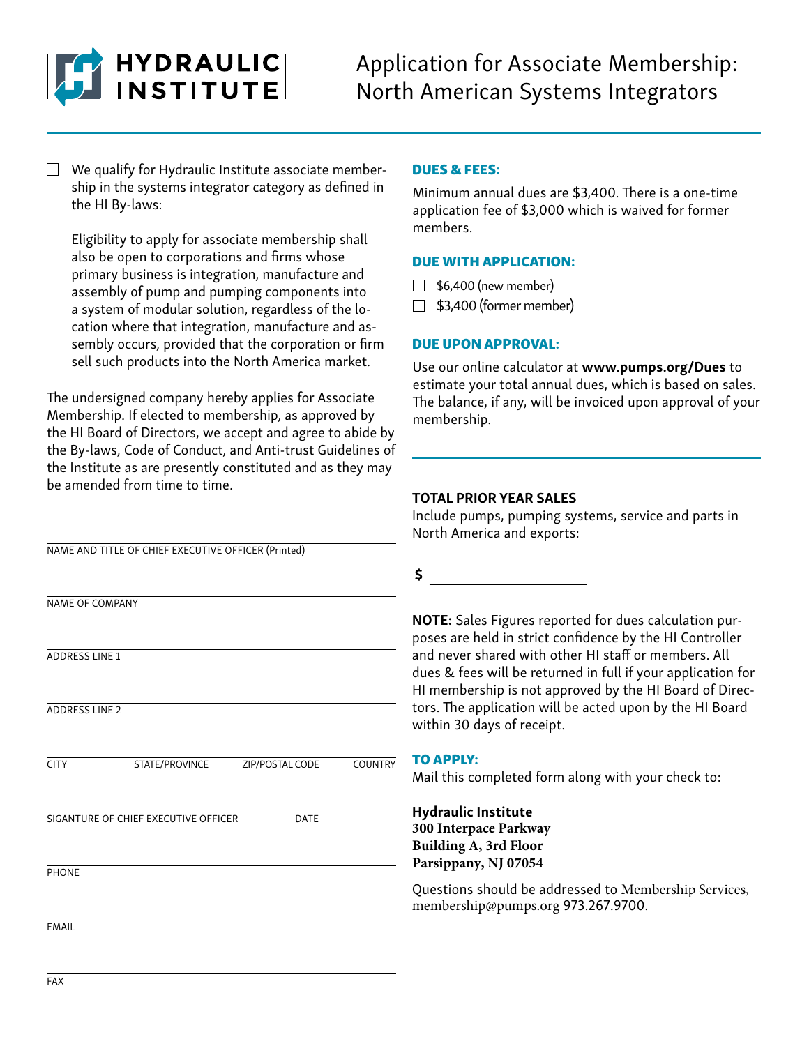# HYDRAULIC INSTITUTE

# Application for Associate Membership: North American Systems Integrators

☐ We qualify for Hydraulic Institute associate membership in the systems integrator category as defined in the HI By-laws:

> Eligibility to apply for associate membership shall also be open to corporations and firms whose primary business is integration, manufacture and assembly of pump and pumping components into a system of modular solution, regardless of the location where that integration, manufacture and assembly occurs, provided that the corporation or firm sell such products into the North America market.

The undersigned company hereby applies for Associate Membership. If elected to membership, as approved by the HI Board of Directors, we accept and agree to abide by the By-laws, Code of Conduct, and Anti-trust Guidelines of the Institute as are presently constituted and as they may be amended from time to time.

NAME AND TITLE OF CHIEF EXECUTIVE OFFICER (Printed) ______________________

NAME OF COMPANY ______________________

ADDRESS LINE 1 ______________________

ADDRESS LINE 2 ______________________

CITY ______ STATE/PROVINCE ______ ZIP/POSTAL CODE ______ COUNTRY ______

SIGANTURE OF CHIEF EXECUTIVE OFFICER ______ DATE ______

PHONE ______________________

EMAIL ______________________

FAX ______________________

## DUES & FEES:

Minimum annual dues are $3,400. There is a one-time application fee of $3,000 which is waived for former members.

## DUE WITH APPLICATION:

- ☐ $6,400 (new member)
- ☐ $3,400 (former member)

## DUE UPON APPROVAL:

Use our online calculator at **www.pumps.org/Dues** to estimate your total annual dues, which is based on sales. The balance, if any, will be invoiced upon approval of your membership.

**TOTAL PRIOR YEAR SALES**

Include pumps, pumping systems, service and parts in North America and exports:

**$** ______________________

**NOTE:** Sales Figures reported for dues calculation purposes are held in strict confidence by the HI Controller and never shared with other HI staff or members. All dues & fees will be returned in full if your application for HI membership is not approved by the HI Board of Directors. The application will be acted upon by the HI Board within 30 days of receipt.

## TO APPLY:

Mail this completed form along with your check to:

**Hydraulic Institute**
**300 Interpace Parkway**
**Building A, 3rd Floor**
**Parsippany, NJ 07054**

Questions should be addressed to Membership Services, membership@pumps.org 973.267.9700.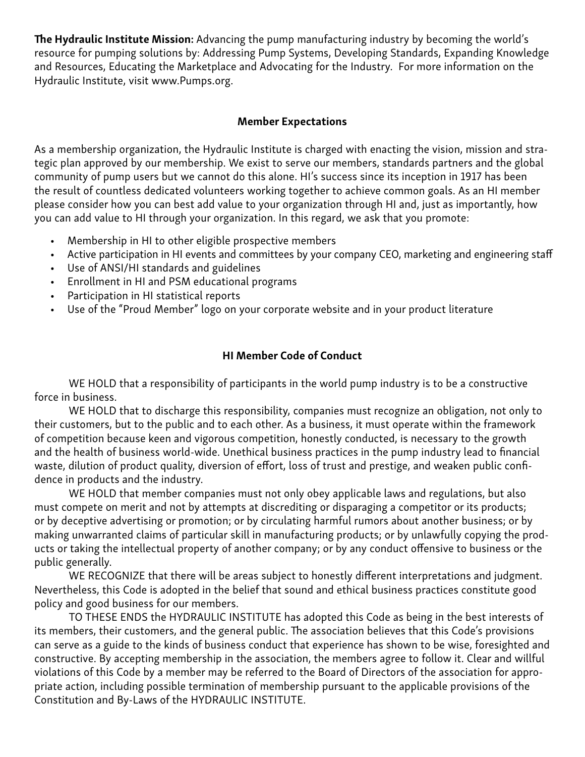**The Hydraulic Institute Mission:** Advancing the pump manufacturing industry by becoming the world's resource for pumping solutions by: Addressing Pump Systems, Developing Standards, Expanding Knowledge and Resources, Educating the Marketplace and Advocating for the Industry. For more information on the Hydraulic Institute, visit www.Pumps.org.

## Member Expectations

As a membership organization, the Hydraulic Institute is charged with enacting the vision, mission and strategic plan approved by our membership. We exist to serve our members, standards partners and the global community of pump users but we cannot do this alone. HI's success since its inception in 1917 has been the result of countless dedicated volunteers working together to achieve common goals. As an HI member please consider how you can best add value to your organization through HI and, just as importantly, how you can add value to HI through your organization. In this regard, we ask that you promote:

- Membership in HI to other eligible prospective members
- Active participation in HI events and committees by your company CEO, marketing and engineering staff
- Use of ANSI/HI standards and guidelines
- Enrollment in HI and PSM educational programs
- Participation in HI statistical reports
- Use of the "Proud Member" logo on your corporate website and in your product literature

## HI Member Code of Conduct

WE HOLD that a responsibility of participants in the world pump industry is to be a constructive force in business.

WE HOLD that to discharge this responsibility, companies must recognize an obligation, not only to their customers, but to the public and to each other. As a business, it must operate within the framework of competition because keen and vigorous competition, honestly conducted, is necessary to the growth and the health of business world-wide. Unethical business practices in the pump industry lead to financial waste, dilution of product quality, diversion of effort, loss of trust and prestige, and weaken public confidence in products and the industry.

WE HOLD that member companies must not only obey applicable laws and regulations, but also must compete on merit and not by attempts at discrediting or disparaging a competitor or its products; or by deceptive advertising or promotion; or by circulating harmful rumors about another business; or by making unwarranted claims of particular skill in manufacturing products; or by unlawfully copying the products or taking the intellectual property of another company; or by any conduct offensive to business or the public generally.

WE RECOGNIZE that there will be areas subject to honestly different interpretations and judgment. Nevertheless, this Code is adopted in the belief that sound and ethical business practices constitute good policy and good business for our members.

TO THESE ENDS the HYDRAULIC INSTITUTE has adopted this Code as being in the best interests of its members, their customers, and the general public. The association believes that this Code's provisions can serve as a guide to the kinds of business conduct that experience has shown to be wise, foresighted and constructive. By accepting membership in the association, the members agree to follow it. Clear and willful violations of this Code by a member may be referred to the Board of Directors of the association for appropriate action, including possible termination of membership pursuant to the applicable provisions of the Constitution and By-Laws of the HYDRAULIC INSTITUTE.